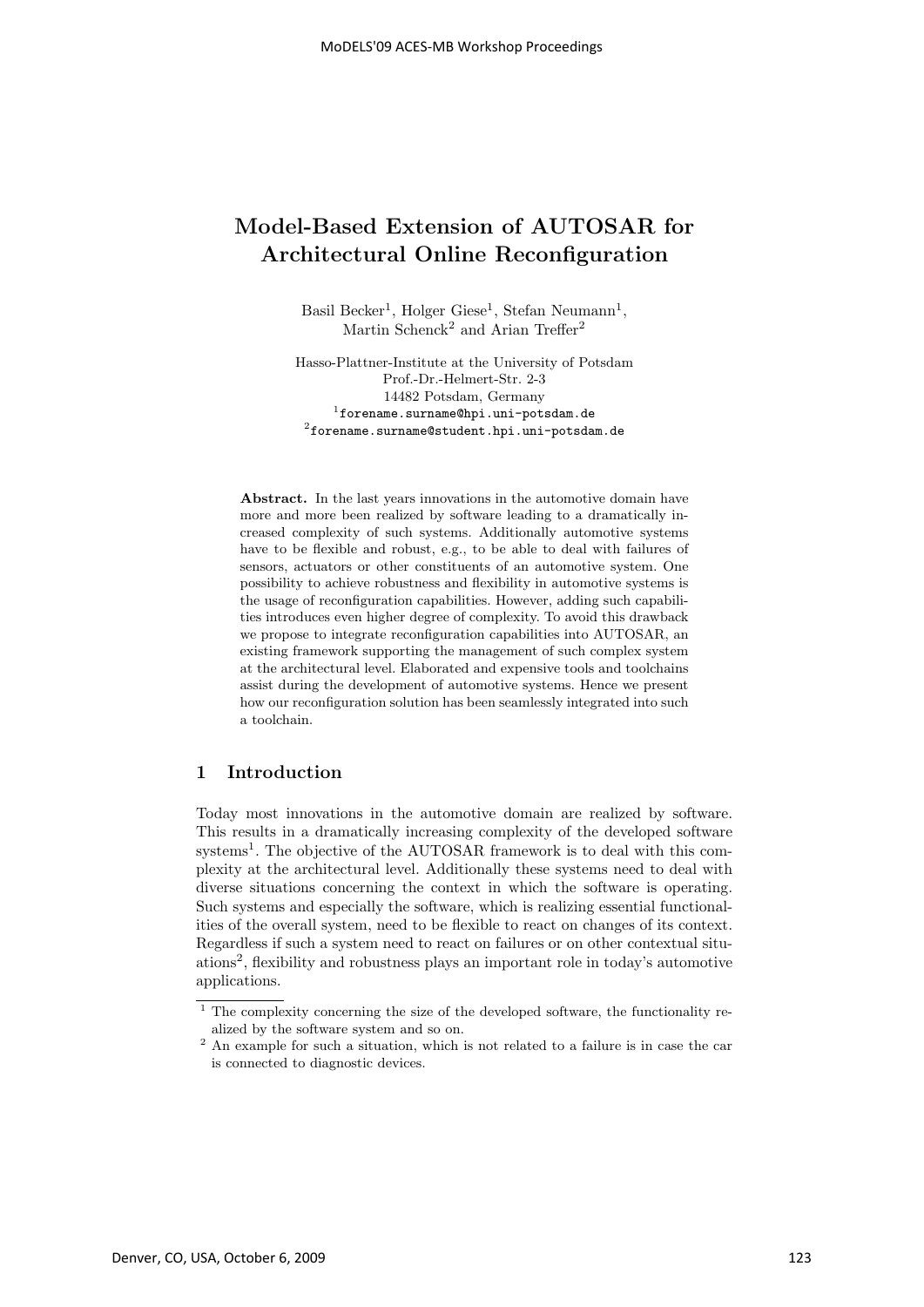# Model-Based Extension of AUTOSAR for Architectural Online Reconfiguration

Basil Becker[1], Holger Giese[1], Stefan Neumann[1], Martin Schenck[2] and Arian Treffer[2]

Hasso-Plattner-Institute at the University of Potsdam
Prof.-Dr.-Helmert-Str. 2-3
14482 Potsdam, Germany
[1]`forename.surname@hpi.uni-potsdam.de`
[2]`forename.surname@student.hpi.uni-potsdam.de`

**Abstract.** In the last years innovations in the automotive domain have more and more been realized by software leading to a dramatically increased complexity of such systems. Additionally automotive systems have to be flexible and robust, e.g., to be able to deal with failures of sensors, actuators or other constituents of an automotive system. One possibility to achieve robustness and flexibility in automotive systems is the usage of reconfiguration capabilities. However, adding such capabilities introduces even higher degree of complexity. To avoid this drawback we propose to integrate reconfiguration capabilities into AUTOSAR, an existing framework supporting the management of such complex system at the architectural level. Elaborated and expensive tools and toolchains assist during the development of automotive systems. Hence we present how our reconfiguration solution has been seamlessly integrated into such a toolchain.

## 1 Introduction

Today most innovations in the automotive domain are realized by software. This results in a dramatically increasing complexity of the developed software systems[1]. The objective of the AUTOSAR framework is to deal with this complexity at the architectural level. Additionally these systems need to deal with diverse situations concerning the context in which the software is operating. Such systems and especially the software, which is realizing essential functionalities of the overall system, need to be flexible to react on changes of its context. Regardless if such a system need to react on failures or on other contextual situations[2], flexibility and robustness plays an important role in today's automotive applications.

[1] The complexity concerning the size of the developed software, the functionality realized by the software system and so on.

[2] An example for such a situation, which is not related to a failure is in case the car is connected to diagnostic devices.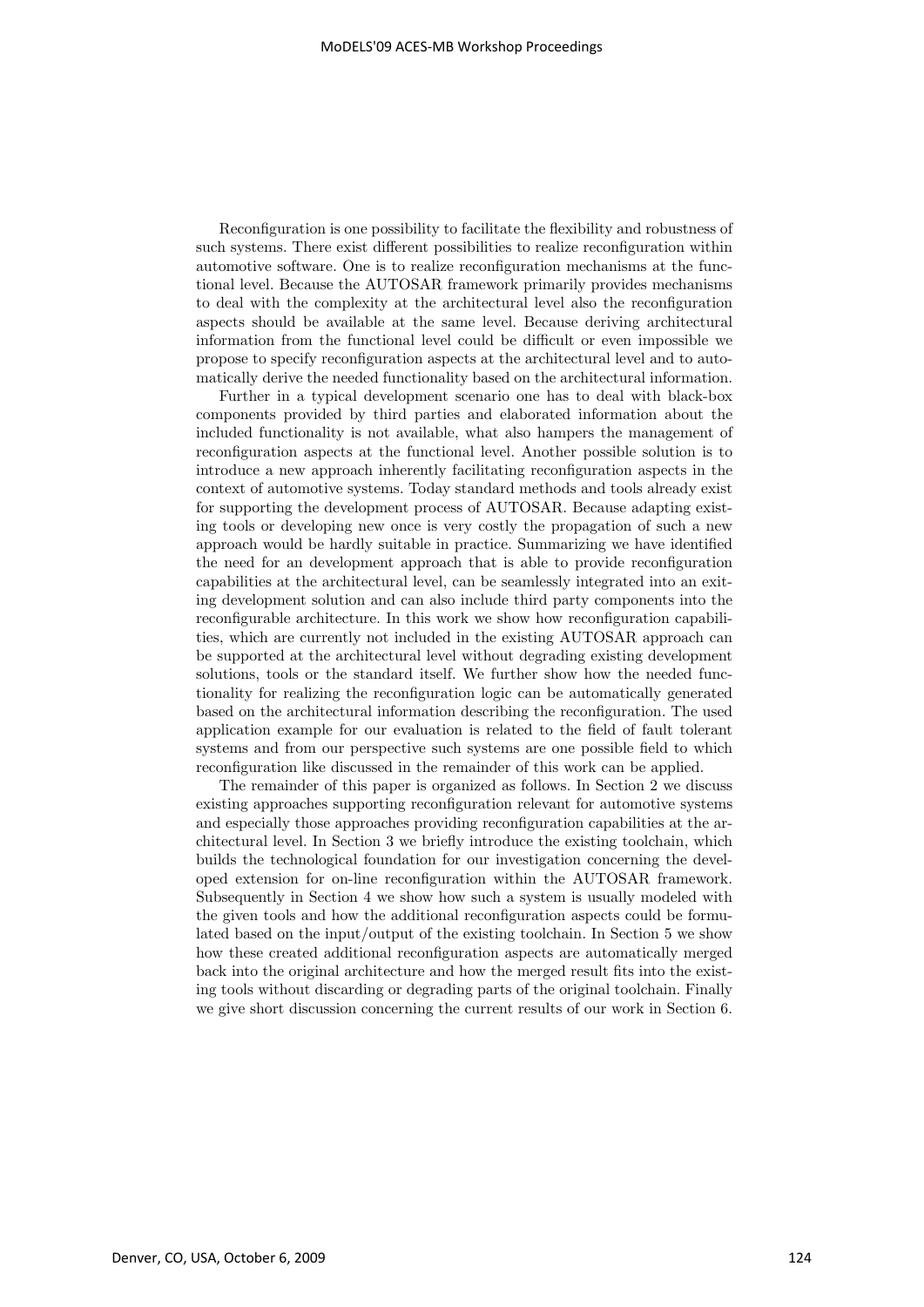Reconfiguration is one possibility to facilitate the flexibility and robustness of such systems. There exist different possibilities to realize reconfiguration within automotive software. One is to realize reconfiguration mechanisms at the functional level. Because the AUTOSAR framework primarily provides mechanisms to deal with the complexity at the architectural level also the reconfiguration aspects should be available at the same level. Because deriving architectural information from the functional level could be difficult or even impossible we propose to specify reconfiguration aspects at the architectural level and to automatically derive the needed functionality based on the architectural information.

Further in a typical development scenario one has to deal with black-box components provided by third parties and elaborated information about the included functionality is not available, what also hampers the management of reconfiguration aspects at the functional level. Another possible solution is to introduce a new approach inherently facilitating reconfiguration aspects in the context of automotive systems. Today standard methods and tools already exist for supporting the development process of AUTOSAR. Because adapting existing tools or developing new once is very costly the propagation of such a new approach would be hardly suitable in practice. Summarizing we have identified the need for an development approach that is able to provide reconfiguration capabilities at the architectural level, can be seamlessly integrated into an exiting development solution and can also include third party components into the reconfigurable architecture. In this work we show how reconfiguration capabilities, which are currently not included in the existing AUTOSAR approach can be supported at the architectural level without degrading existing development solutions, tools or the standard itself. We further show how the needed functionality for realizing the reconfiguration logic can be automatically generated based on the architectural information describing the reconfiguration. The used application example for our evaluation is related to the field of fault tolerant systems and from our perspective such systems are one possible field to which reconfiguration like discussed in the remainder of this work can be applied.

The remainder of this paper is organized as follows. In Section 2 we discuss existing approaches supporting reconfiguration relevant for automotive systems and especially those approaches providing reconfiguration capabilities at the architectural level. In Section 3 we briefly introduce the existing toolchain, which builds the technological foundation for our investigation concerning the developed extension for on-line reconfiguration within the AUTOSAR framework. Subsequently in Section 4 we show how such a system is usually modeled with the given tools and how the additional reconfiguration aspects could be formulated based on the input/output of the existing toolchain. In Section 5 we show how these created additional reconfiguration aspects are automatically merged back into the original architecture and how the merged result fits into the existing tools without discarding or degrading parts of the original toolchain. Finally we give short discussion concerning the current results of our work in Section 6.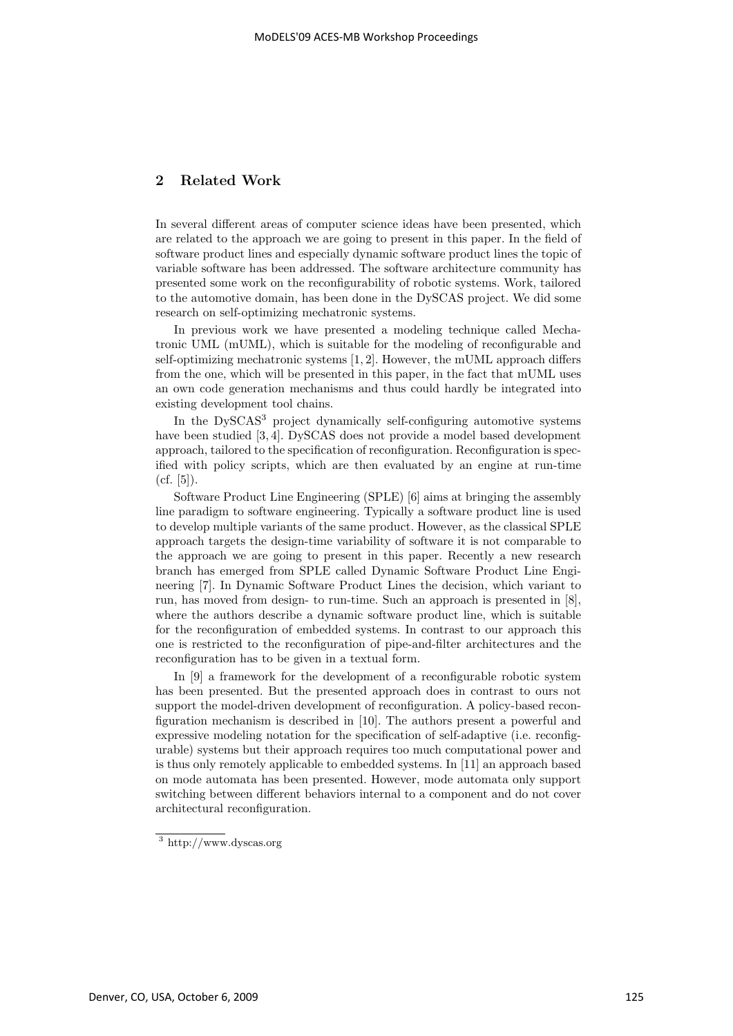## 2 Related Work

In several different areas of computer science ideas have been presented, which are related to the approach we are going to present in this paper. In the field of software product lines and especially dynamic software product lines the topic of variable software has been addressed. The software architecture community has presented some work on the reconfigurability of robotic systems. Work, tailored to the automotive domain, has been done in the DySCAS project. We did some research on self-optimizing mechatronic systems.

In previous work we have presented a modeling technique called Mechatronic UML (mUML), which is suitable for the modeling of reconfigurable and self-optimizing mechatronic systems [1, 2]. However, the mUML approach differs from the one, which will be presented in this paper, in the fact that mUML uses an own code generation mechanisms and thus could hardly be integrated into existing development tool chains.

In the DySCAS[3] project dynamically self-configuring automotive systems have been studied [3, 4]. DySCAS does not provide a model based development approach, tailored to the specification of reconfiguration. Reconfiguration is specified with policy scripts, which are then evaluated by an engine at run-time (cf. [5]).

Software Product Line Engineering (SPLE) [6] aims at bringing the assembly line paradigm to software engineering. Typically a software product line is used to develop multiple variants of the same product. However, as the classical SPLE approach targets the design-time variability of software it is not comparable to the approach we are going to present in this paper. Recently a new research branch has emerged from SPLE called Dynamic Software Product Line Engineering [7]. In Dynamic Software Product Lines the decision, which variant to run, has moved from design- to run-time. Such an approach is presented in [8], where the authors describe a dynamic software product line, which is suitable for the reconfiguration of embedded systems. In contrast to our approach this one is restricted to the reconfiguration of pipe-and-filter architectures and the reconfiguration has to be given in a textual form.

In [9] a framework for the development of a reconfigurable robotic system has been presented. But the presented approach does in contrast to ours not support the model-driven development of reconfiguration. A policy-based reconfiguration mechanism is described in [10]. The authors present a powerful and expressive modeling notation for the specification of self-adaptive (i.e. reconfigurable) systems but their approach requires too much computational power and is thus only remotely applicable to embedded systems. In [11] an approach based on mode automata has been presented. However, mode automata only support switching between different behaviors internal to a component and do not cover architectural reconfiguration.

[3] http://www.dyscas.org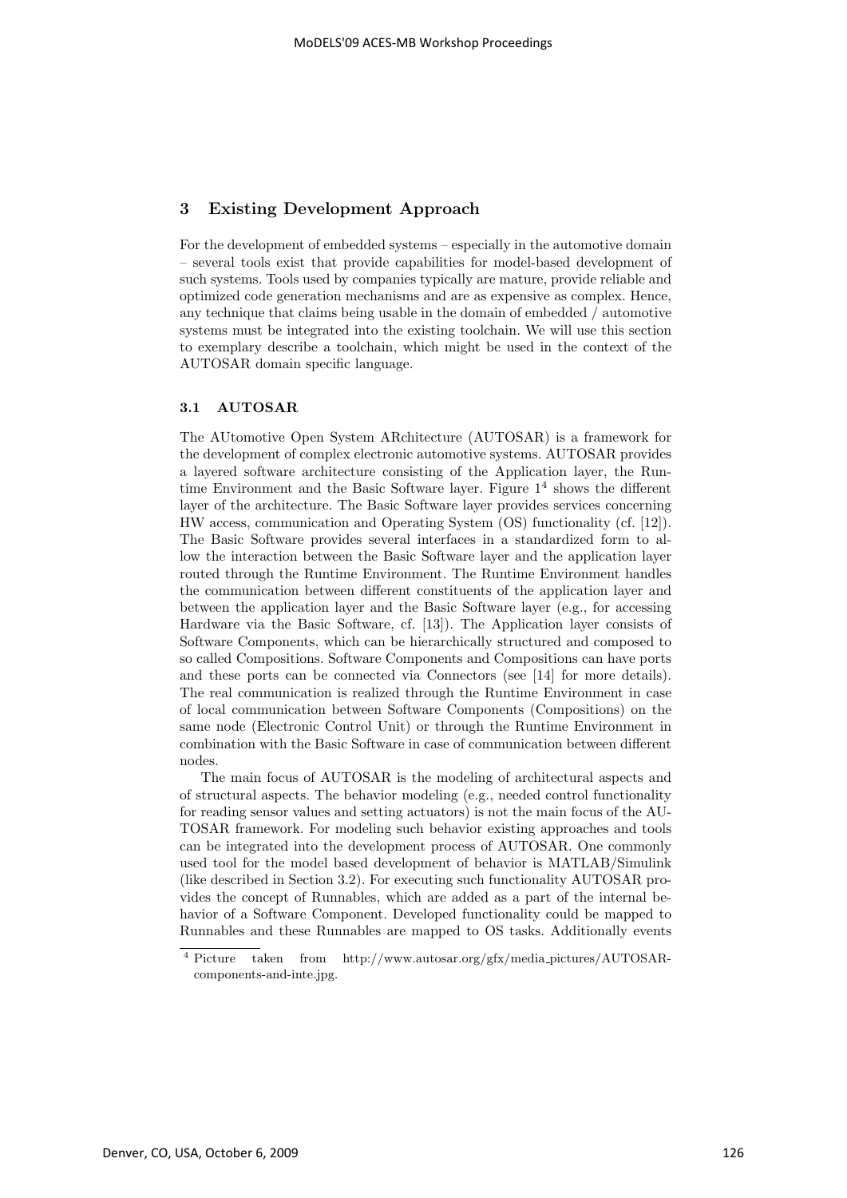## 3 Existing Development Approach

For the development of embedded systems – especially in the automotive domain – several tools exist that provide capabilities for model-based development of such systems. Tools used by companies typically are mature, provide reliable and optimized code generation mechanisms and are as expensive as complex. Hence, any technique that claims being usable in the domain of embedded / automotive systems must be integrated into the existing toolchain. We will use this section to exemplary describe a toolchain, which might be used in the context of the AUTOSAR domain specific language.

### 3.1 AUTOSAR

The AUtomotive Open System ARchitecture (AUTOSAR) is a framework for the development of complex electronic automotive systems. AUTOSAR provides a layered software architecture consisting of the Application layer, the Runtime Environment and the Basic Software layer. Figure 1[4] shows the different layer of the architecture. The Basic Software layer provides services concerning HW access, communication and Operating System (OS) functionality (cf. [12]). The Basic Software provides several interfaces in a standardized form to allow the interaction between the Basic Software layer and the application layer routed through the Runtime Environment. The Runtime Environment handles the communication between different constituents of the application layer and between the application layer and the Basic Software layer (e.g., for accessing Hardware via the Basic Software, cf. [13]). The Application layer consists of Software Components, which can be hierarchically structured and composed to so called Compositions. Software Components and Compositions can have ports and these ports can be connected via Connectors (see [14] for more details). The real communication is realized through the Runtime Environment in case of local communication between Software Components (Compositions) on the same node (Electronic Control Unit) or through the Runtime Environment in combination with the Basic Software in case of communication between different nodes.

The main focus of AUTOSAR is the modeling of architectural aspects and of structural aspects. The behavior modeling (e.g., needed control functionality for reading sensor values and setting actuators) is not the main focus of the AUTOSAR framework. For modeling such behavior existing approaches and tools can be integrated into the development process of AUTOSAR. One commonly used tool for the model based development of behavior is MATLAB/Simulink (like described in Section 3.2). For executing such functionality AUTOSAR provides the concept of Runnables, which are added as a part of the internal behavior of a Software Component. Developed functionality could be mapped to Runnables and these Runnables are mapped to OS tasks. Additionally events

[4] Picture taken from http://www.autosar.org/gfx/media_pictures/AUTOSAR-components-and-inte.jpg.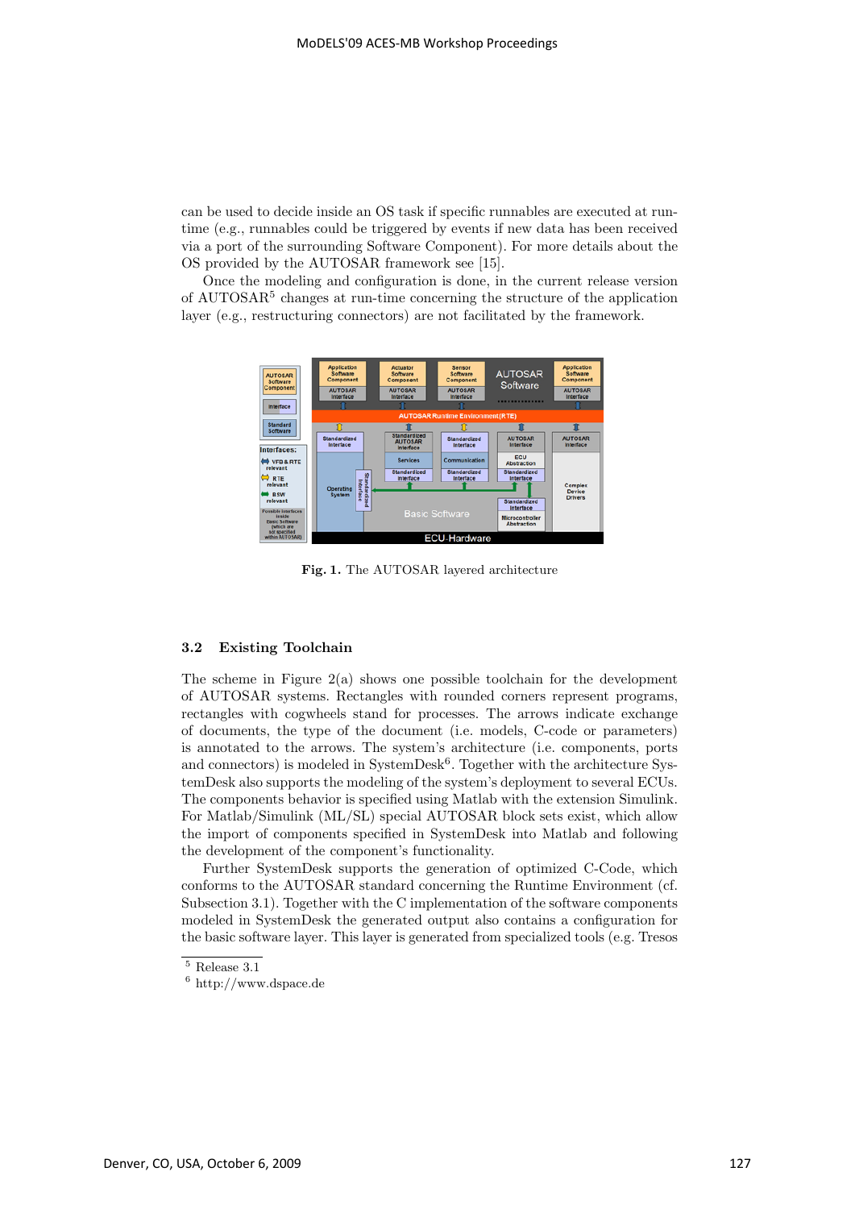can be used to decide inside an OS task if specific runnables are executed at run-time (e.g., runnables could be triggered by events if new data has been received via a port of the surrounding Software Component). For more details about the OS provided by the AUTOSAR framework see [15].

Once the modeling and configuration is done, in the current release version of AUTOSAR[5] changes at run-time concerning the structure of the application layer (e.g., restructuring connectors) are not facilitated by the framework.

**Fig. 1.** The AUTOSAR layered architecture

### 3.2 Existing Toolchain

The scheme in Figure 2(a) shows one possible toolchain for the development of AUTOSAR systems. Rectangles with rounded corners represent programs, rectangles with cogwheels stand for processes. The arrows indicate exchange of documents, the type of the document (i.e. models, C-code or parameters) is annotated to the arrows. The system's architecture (i.e. components, ports and connectors) is modeled in SystemDesk[6]. Together with the architecture SystemDesk also supports the modeling of the system's deployment to several ECUs. The components behavior is specified using Matlab with the extension Simulink. For Matlab/Simulink (ML/SL) special AUTOSAR block sets exist, which allow the import of components specified in SystemDesk into Matlab and following the development of the component's functionality.

Further SystemDesk supports the generation of optimized C-Code, which conforms to the AUTOSAR standard concerning the Runtime Environment (cf. Subsection 3.1). Together with the C implementation of the software components modeled in SystemDesk the generated output also contains a configuration for the basic software layer. This layer is generated from specialized tools (e.g. Tresos

[5] Release 3.1

[6] http://www.dspace.de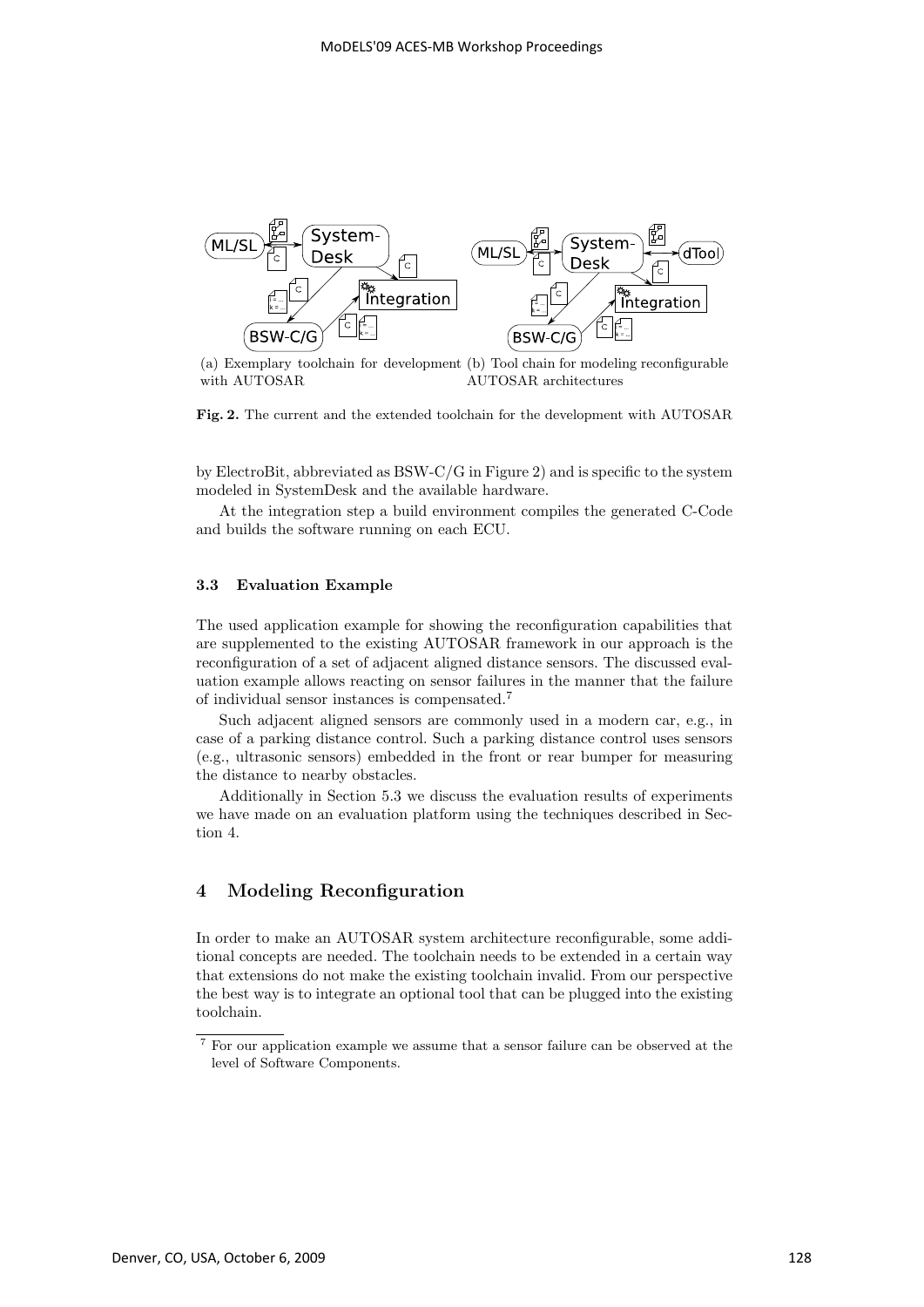(a) Exemplary toolchain for development with AUTOSAR

(b) Tool chain for modeling reconfigurable AUTOSAR architectures

**Fig. 2.** The current and the extended toolchain for the development with AUTOSAR

by ElectroBit, abbreviated as BSW-C/G in Figure 2) and is specific to the system modeled in SystemDesk and the available hardware.

At the integration step a build environment compiles the generated C-Code and builds the software running on each ECU.

### 3.3 Evaluation Example

The used application example for showing the reconfiguration capabilities that are supplemented to the existing AUTOSAR framework in our approach is the reconfiguration of a set of adjacent aligned distance sensors. The discussed evaluation example allows reacting on sensor failures in the manner that the failure of individual sensor instances is compensated.[7]

Such adjacent aligned sensors are commonly used in a modern car, e.g., in case of a parking distance control. Such a parking distance control uses sensors (e.g., ultrasonic sensors) embedded in the front or rear bumper for measuring the distance to nearby obstacles.

Additionally in Section 5.3 we discuss the evaluation results of experiments we have made on an evaluation platform using the techniques described in Section 4.

## 4 Modeling Reconfiguration

In order to make an AUTOSAR system architecture reconfigurable, some additional concepts are needed. The toolchain needs to be extended in a certain way that extensions do not make the existing toolchain invalid. From our perspective the best way is to integrate an optional tool that can be plugged into the existing toolchain.

[7] For our application example we assume that a sensor failure can be observed at the level of Software Components.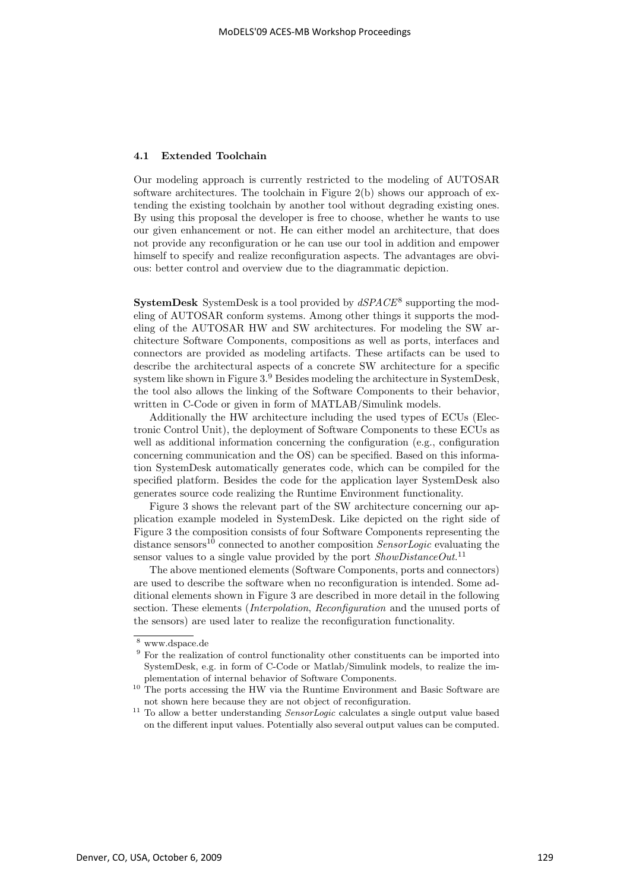### 4.1 Extended Toolchain

Our modeling approach is currently restricted to the modeling of AUTOSAR software architectures. The toolchain in Figure 2(b) shows our approach of extending the existing toolchain by another tool without degrading existing ones. By using this proposal the developer is free to choose, whether he wants to use our given enhancement or not. He can either model an architecture, that does not provide any reconfiguration or he can use our tool in addition and empower himself to specify and realize reconfiguration aspects. The advantages are obvious: better control and overview due to the diagrammatic depiction.

**SystemDesk** SystemDesk is a tool provided by *dSPACE*[8] supporting the modeling of AUTOSAR conform systems. Among other things it supports the modeling of the AUTOSAR HW and SW architectures. For modeling the SW architecture Software Components, compositions as well as ports, interfaces and connectors are provided as modeling artifacts. These artifacts can be used to describe the architectural aspects of a concrete SW architecture for a specific system like shown in Figure 3.[9] Besides modeling the architecture in SystemDesk, the tool also allows the linking of the Software Components to their behavior, written in C-Code or given in form of MATLAB/Simulink models.

Additionally the HW architecture including the used types of ECUs (Electronic Control Unit), the deployment of Software Components to these ECUs as well as additional information concerning the configuration (e.g., configuration concerning communication and the OS) can be specified. Based on this information SystemDesk automatically generates code, which can be compiled for the specified platform. Besides the code for the application layer SystemDesk also generates source code realizing the Runtime Environment functionality.

Figure 3 shows the relevant part of the SW architecture concerning our application example modeled in SystemDesk. Like depicted on the right side of Figure 3 the composition consists of four Software Components representing the distance sensors[10] connected to another composition *SensorLogic* evaluating the sensor values to a single value provided by the port *ShowDistanceOut*.[11]

The above mentioned elements (Software Components, ports and connectors) are used to describe the software when no reconfiguration is intended. Some additional elements shown in Figure 3 are described in more detail in the following section. These elements (*Interpolation*, *Reconfiguration* and the unused ports of the sensors) are used later to realize the reconfiguration functionality.

---

[8] www.dspace.de

[9] For the realization of control functionality other constituents can be imported into SystemDesk, e.g. in form of C-Code or Matlab/Simulink models, to realize the implementation of internal behavior of Software Components.

[10] The ports accessing the HW via the Runtime Environment and Basic Software are not shown here because they are not object of reconfiguration.

[11] To allow a better understanding *SensorLogic* calculates a single output value based on the different input values. Potentially also several output values can be computed.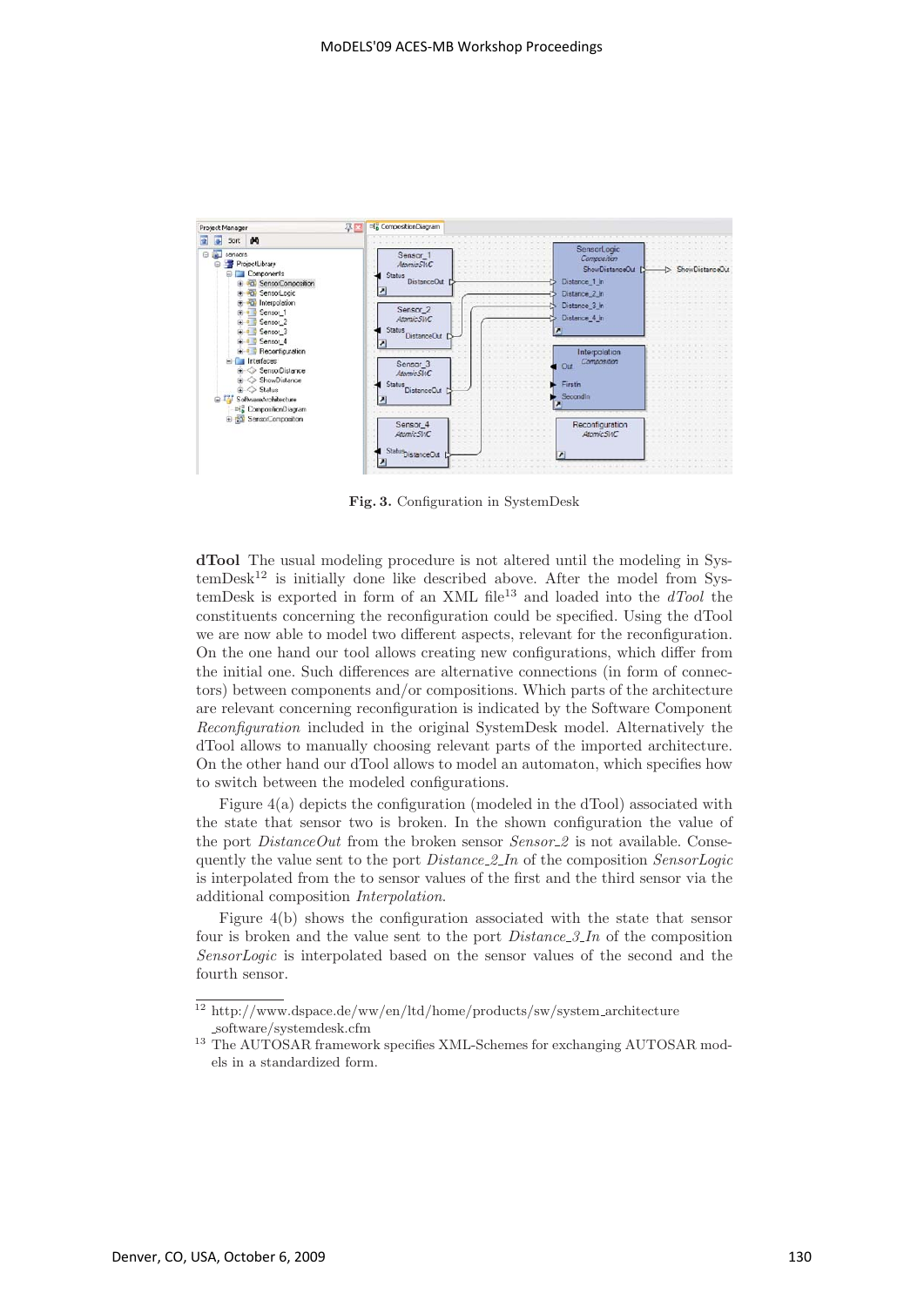Fig. 3. Configuration in SystemDesk

**dTool** The usual modeling procedure is not altered until the modeling in SystemDesk[12] is initially done like described above. After the model from SystemDesk is exported in form of an XML file[13] and loaded into the *dTool* the constituents concerning the reconfiguration could be specified. Using the dTool we are now able to model two different aspects, relevant for the reconfiguration. On the one hand our tool allows creating new configurations, which differ from the initial one. Such differences are alternative connections (in form of connectors) between components and/or compositions. Which parts of the architecture are relevant concerning reconfiguration is indicated by the Software Component *Reconfiguration* included in the original SystemDesk model. Alternatively the dTool allows to manually choosing relevant parts of the imported architecture. On the other hand our dTool allows to model an automaton, which specifies how to switch between the modeled configurations.

Figure 4(a) depicts the configuration (modeled in the dTool) associated with the state that sensor two is broken. In the shown configuration the value of the port *DistanceOut* from the broken sensor *Sensor_2* is not available. Consequently the value sent to the port *Distance_2_In* of the composition *SensorLogic* is interpolated from the to sensor values of the first and the third sensor via the additional composition *Interpolation*.

Figure 4(b) shows the configuration associated with the state that sensor four is broken and the value sent to the port *Distance_3_In* of the composition *SensorLogic* is interpolated based on the sensor values of the second and the fourth sensor.

---

[12] http://www.dspace.de/ww/en/ltd/home/products/sw/system_architecture_software/systemdesk.cfm

[13] The AUTOSAR framework specifies XML-Schemes for exchanging AUTOSAR models in a standardized form.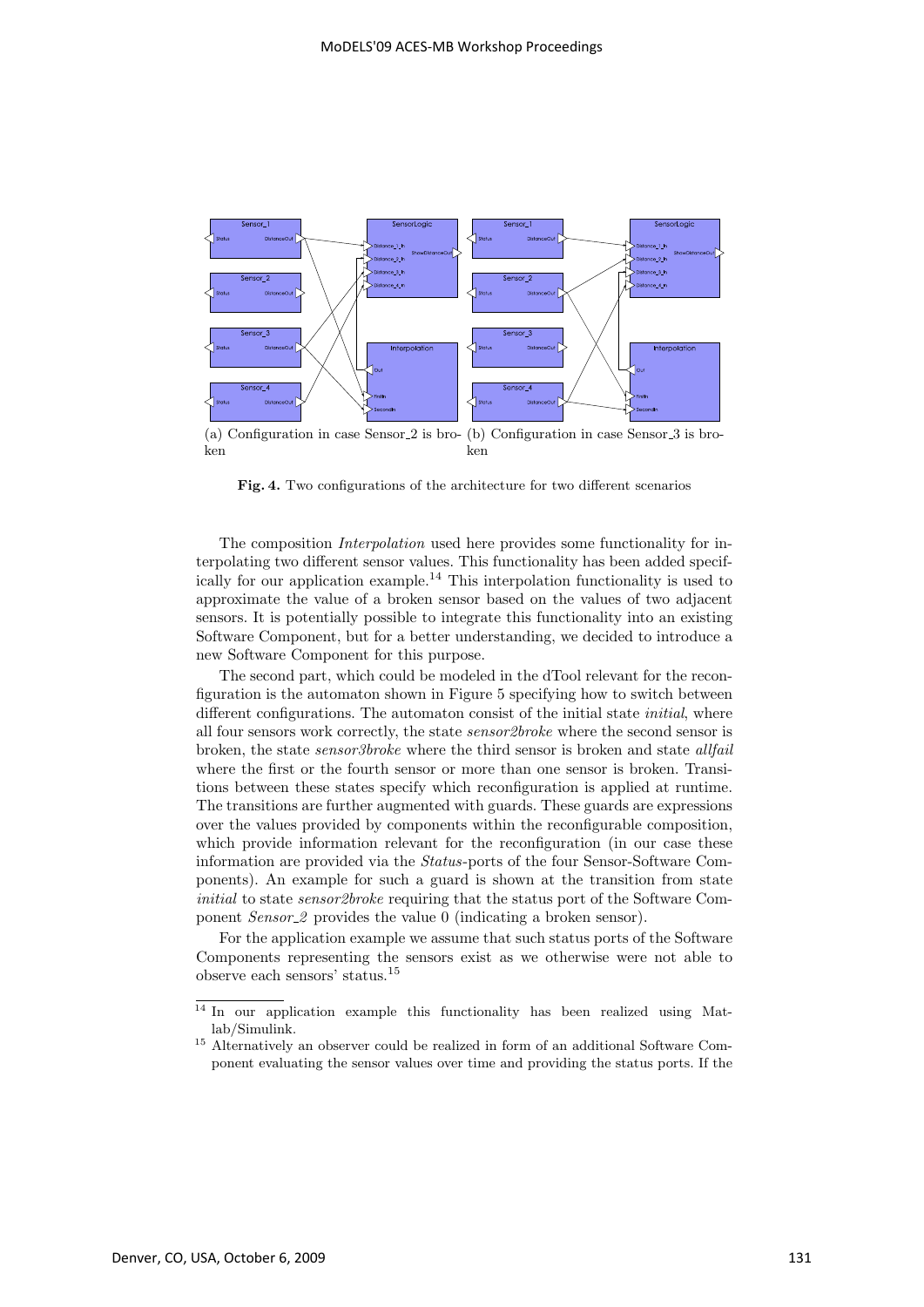(a) Configuration in case Sensor_2 is broken (b) Configuration in case Sensor_3 is broken

**Fig. 4.** Two configurations of the architecture for two different scenarios

The composition *Interpolation* used here provides some functionality for interpolating two different sensor values. This functionality has been added specifically for our application example.[14] This interpolation functionality is used to approximate the value of a broken sensor based on the values of two adjacent sensors. It is potentially possible to integrate this functionality into an existing Software Component, but for a better understanding, we decided to introduce a new Software Component for this purpose.

The second part, which could be modeled in the dTool relevant for the reconfiguration is the automaton shown in Figure 5 specifying how to switch between different configurations. The automaton consist of the initial state *initial*, where all four sensors work correctly, the state *sensor2broke* where the second sensor is broken, the state *sensor3broke* where the third sensor is broken and state *allfail* where the first or the fourth sensor or more than one sensor is broken. Transitions between these states specify which reconfiguration is applied at runtime. The transitions are further augmented with guards. These guards are expressions over the values provided by components within the reconfigurable composition, which provide information relevant for the reconfiguration (in our case these information are provided via the *Status*-ports of the four Sensor-Software Components). An example for such a guard is shown at the transition from state *initial* to state *sensor2broke* requiring that the status port of the Software Component *Sensor_2* provides the value 0 (indicating a broken sensor).

For the application example we assume that such status ports of the Software Components representing the sensors exist as we otherwise were not able to observe each sensors' status.[15]

---

[14] In our application example this functionality has been realized using Matlab/Simulink.

[15] Alternatively an observer could be realized in form of an additional Software Component evaluating the sensor values over time and providing the status ports. If the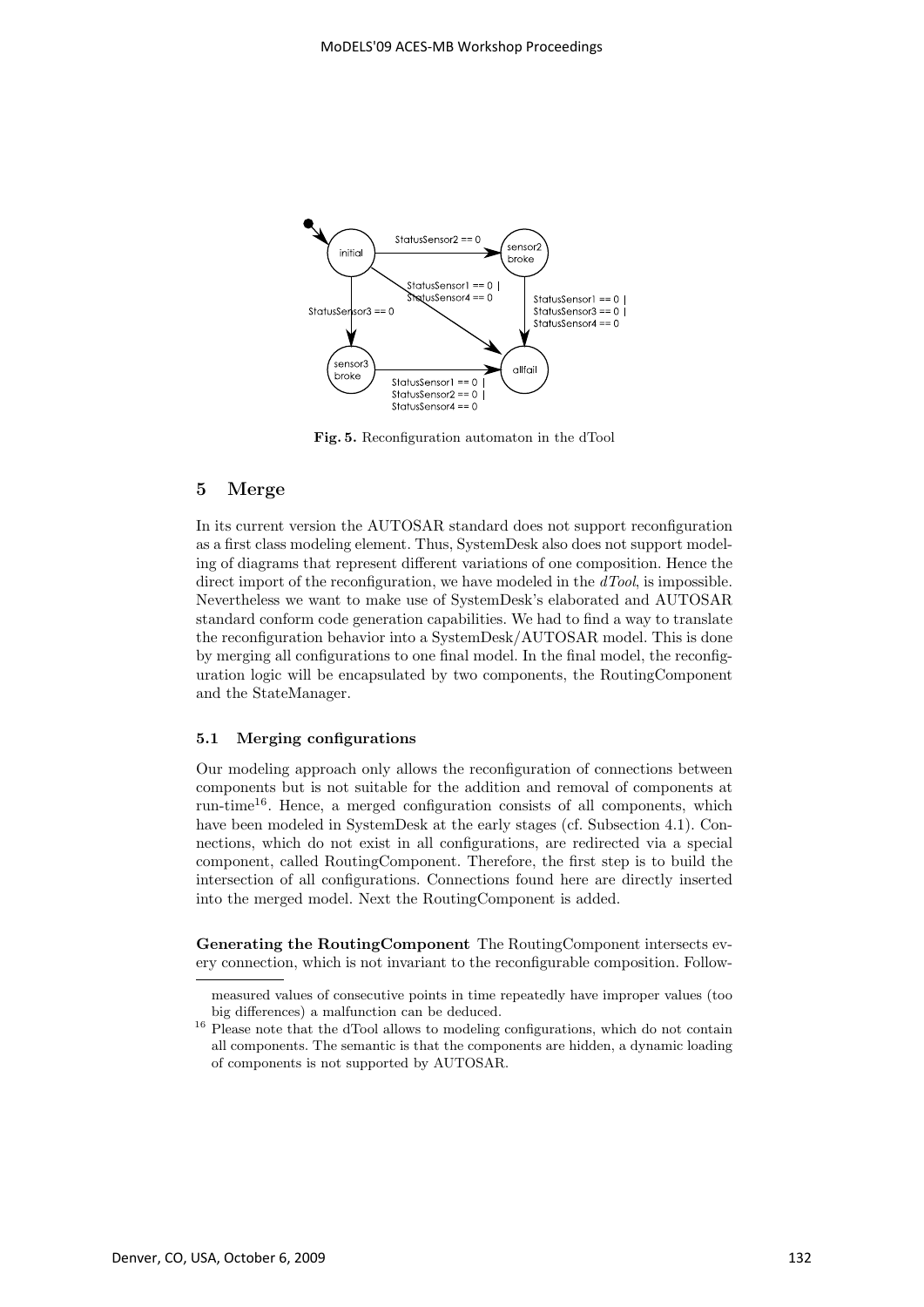Fig. 5. Reconfiguration automaton in the dTool

## 5 Merge

In its current version the AUTOSAR standard does not support reconfiguration as a first class modeling element. Thus, SystemDesk also does not support modeling of diagrams that represent different variations of one composition. Hence the direct import of the reconfiguration, we have modeled in the *dTool*, is impossible. Nevertheless we want to make use of SystemDesk's elaborated and AUTOSAR standard conform code generation capabilities. We had to find a way to translate the reconfiguration behavior into a SystemDesk/AUTOSAR model. This is done by merging all configurations to one final model. In the final model, the reconfiguration logic will be encapsulated by two components, the RoutingComponent and the StateManager.

### 5.1 Merging configurations

Our modeling approach only allows the reconfiguration of connections between components but is not suitable for the addition and removal of components at run-time[16]. Hence, a merged configuration consists of all components, which have been modeled in SystemDesk at the early stages (cf. Subsection 4.1). Connections, which do not exist in all configurations, are redirected via a special component, called RoutingComponent. Therefore, the first step is to build the intersection of all configurations. Connections found here are directly inserted into the merged model. Next the RoutingComponent is added.

**Generating the RoutingComponent** The RoutingComponent intersects every connection, which is not invariant to the reconfigurable composition. Follow-

measured values of consecutive points in time repeatedly have improper values (too big differences) a malfunction can be deduced.

[16] Please note that the dTool allows to modeling configurations, which do not contain all components. The semantic is that the components are hidden, a dynamic loading of components is not supported by AUTOSAR.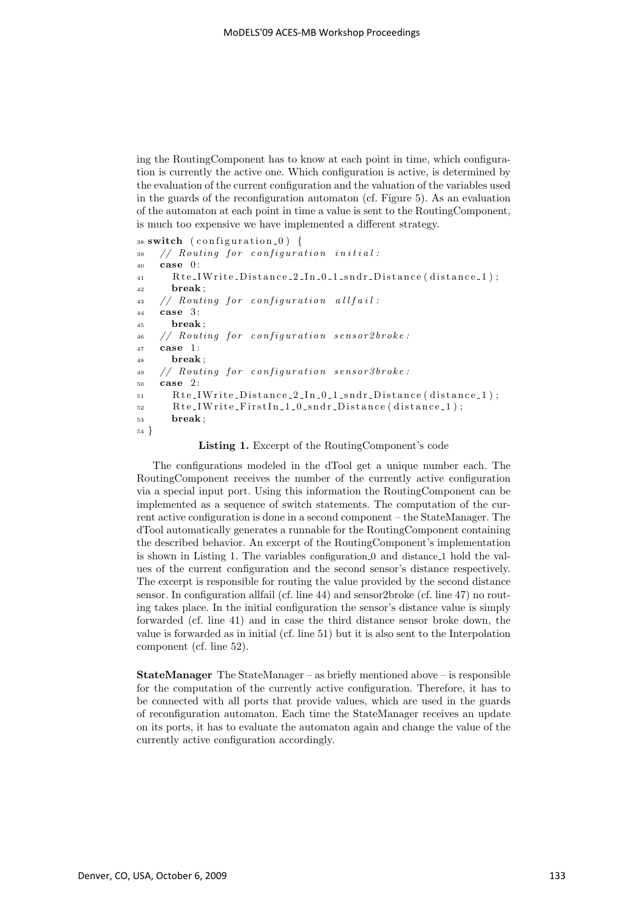ing the RoutingComponent has to know at each point in time, which configuration is currently the active one. Which configuration is active, is determined by the evaluation of the current configuration and the valuation of the variables used in the guards of the reconfiguration automaton (cf. Figure 5). As an evaluation of the automaton at each point in time a value is sent to the RoutingComponent, is much too expensive we have implemented a different strategy.

```
38 switch (configuration_0) {
39   // Routing for configuration initial:
40   case 0:
41     Rte_IWrite_Distance_2_In_0_1_sndr_Distance(distance_1);
42     break;
43   // Routing for configuration allfail:
44   case 3:
45     break;
46   // Routing for configuration sensor2broke:
47   case 1:
48     break;
49   // Routing for configuration sensor3broke:
50   case 2:
51     Rte_IWrite_Distance_2_In_0_1_sndr_Distance(distance_1);
52     Rte_IWrite_FirstIn_1_0_sndr_Distance(distance_1);
53     break;
54 }
```

**Listing 1.** Excerpt of the RoutingComponent's code

The configurations modeled in the dTool get a unique number each. The RoutingComponent receives the number of the currently active configuration via a special input port. Using this information the RoutingComponent can be implemented as a sequence of switch statements. The computation of the current active configuration is done in a second component – the StateManager. The dTool automatically generates a runnable for the RoutingComponent containing the described behavior. An excerpt of the RoutingComponent's implementation is shown in Listing 1. The variables configuration_0 and distance_1 hold the values of the current configuration and the second sensor's distance respectively. The excerpt is responsible for routing the value provided by the second distance sensor. In configuration allfail (cf. line 44) and sensor2broke (cf. line 47) no routing takes place. In the initial configuration the sensor's distance value is simply forwarded (cf. line 41) and in case the third distance sensor broke down, the value is forwarded as in initial (cf. line 51) but it is also sent to the Interpolation component (cf. line 52).

**StateManager** The StateManager – as briefly mentioned above – is responsible for the computation of the currently active configuration. Therefore, it has to be connected with all ports that provide values, which are used in the guards of reconfiguration automaton. Each time the StateManager receives an update on its ports, it has to evaluate the automaton again and change the value of the currently active configuration accordingly.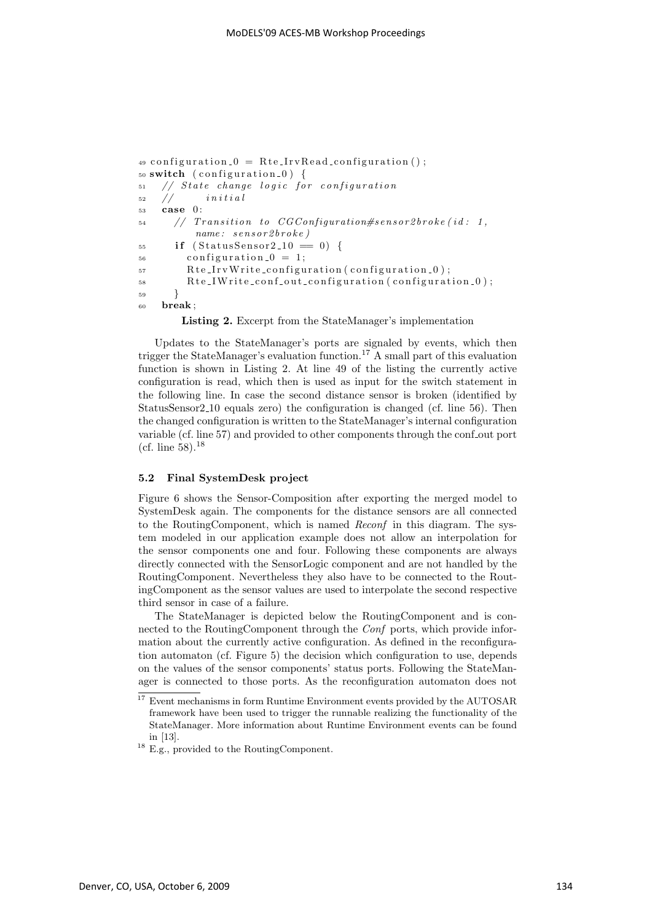```
49 configuration_0 = Rte_IrvRead_configuration();
50 switch (configuration_0) {
51   // State change logic for configuration
52   //       initial
53   case 0:
54     // Transition to CGConfiguration#sensor2broke(id: 1,
          name: sensor2broke)
55     if (StatusSensor2_10 == 0) {
56       configuration_0 = 1;
57       Rte_IrvWrite_configuration(configuration_0);
58       Rte_IWrite_conf_out_configuration(configuration_0);
59     }
60   break;
```

**Listing 2.** Excerpt from the StateManager's implementation

Updates to the StateManager's ports are signaled by events, which then trigger the StateManager's evaluation function.[17] A small part of this evaluation function is shown in Listing 2. At line 49 of the listing the currently active configuration is read, which then is used as input for the switch statement in the following line. In case the second distance sensor is broken (identified by StatusSensor2_10 equals zero) the configuration is changed (cf. line 56). Then the changed configuration is written to the StateManager's internal configuration variable (cf. line 57) and provided to other components through the conf_out port (cf. line 58).[18]

### 5.2 Final SystemDesk project

Figure 6 shows the Sensor-Composition after exporting the merged model to SystemDesk again. The components for the distance sensors are all connected to the RoutingComponent, which is named *Reconf* in this diagram. The system modeled in our application example does not allow an interpolation for the sensor components one and four. Following these components are always directly connected with the SensorLogic component and are not handled by the RoutingComponent. Nevertheless they also have to be connected to the RoutingComponent as the sensor values are used to interpolate the second respective third sensor in case of a failure.

The StateManager is depicted below the RoutingComponent and is connected to the RoutingComponent through the *Conf* ports, which provide information about the currently active configuration. As defined in the reconfiguration automaton (cf. Figure 5) the decision which configuration to use, depends on the values of the sensor components' status ports. Following the StateManager is connected to those ports. As the reconfiguration automaton does not

[17] Event mechanisms in form Runtime Environment events provided by the AUTOSAR framework have been used to trigger the runnable realizing the functionality of the StateManager. More information about Runtime Environment events can be found in [13].

[18] E.g., provided to the RoutingComponent.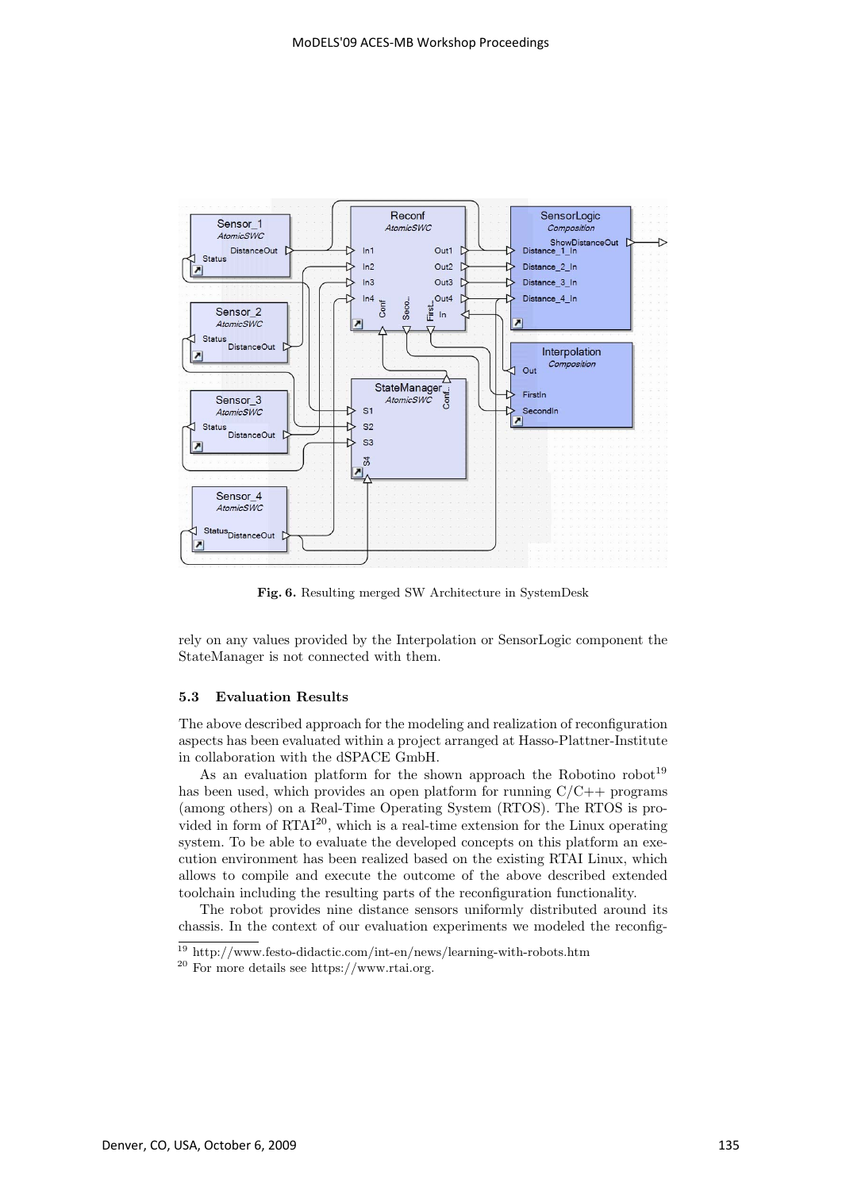Fig. 6. Resulting merged SW Architecture in SystemDesk

rely on any values provided by the Interpolation or SensorLogic component the StateManager is not connected with them.

### 5.3 Evaluation Results

The above described approach for the modeling and realization of reconfiguration aspects has been evaluated within a project arranged at Hasso-Plattner-Institute in collaboration with the dSPACE GmbH.

As an evaluation platform for the shown approach the Robotino robot[19] has been used, which provides an open platform for running C/C++ programs (among others) on a Real-Time Operating System (RTOS). The RTOS is provided in form of RTAI[20], which is a real-time extension for the Linux operating system. To be able to evaluate the developed concepts on this platform an execution environment has been realized based on the existing RTAI Linux, which allows to compile and execute the outcome of the above described extended toolchain including the resulting parts of the reconfiguration functionality.

The robot provides nine distance sensors uniformly distributed around its chassis. In the context of our evaluation experiments we modeled the reconfig-

[19] http://www.festo-didactic.com/int-en/news/learning-with-robots.htm

[20] For more details see https://www.rtai.org.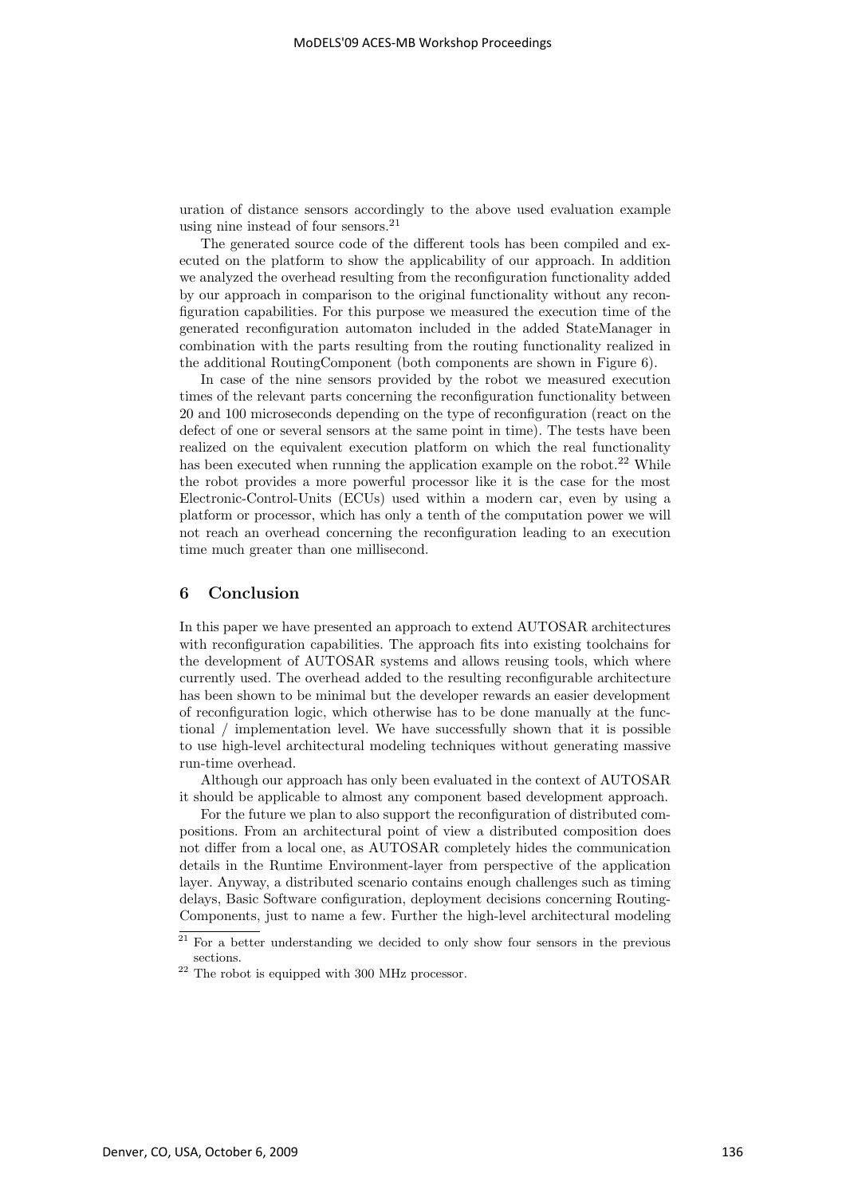uration of distance sensors accordingly to the above used evaluation example using nine instead of four sensors.[21]

The generated source code of the different tools has been compiled and executed on the platform to show the applicability of our approach. In addition we analyzed the overhead resulting from the reconfiguration functionality added by our approach in comparison to the original functionality without any reconfiguration capabilities. For this purpose we measured the execution time of the generated reconfiguration automaton included in the added StateManager in combination with the parts resulting from the routing functionality realized in the additional RoutingComponent (both components are shown in Figure 6).

In case of the nine sensors provided by the robot we measured execution times of the relevant parts concerning the reconfiguration functionality between 20 and 100 microseconds depending on the type of reconfiguration (react on the defect of one or several sensors at the same point in time). The tests have been realized on the equivalent execution platform on which the real functionality has been executed when running the application example on the robot.[22] While the robot provides a more powerful processor like it is the case for the most Electronic-Control-Units (ECUs) used within a modern car, even by using a platform or processor, which has only a tenth of the computation power we will not reach an overhead concerning the reconfiguration leading to an execution time much greater than one millisecond.

## 6 Conclusion

In this paper we have presented an approach to extend AUTOSAR architectures with reconfiguration capabilities. The approach fits into existing toolchains for the development of AUTOSAR systems and allows reusing tools, which where currently used. The overhead added to the resulting reconfigurable architecture has been shown to be minimal but the developer rewards an easier development of reconfiguration logic, which otherwise has to be done manually at the functional / implementation level. We have successfully shown that it is possible to use high-level architectural modeling techniques without generating massive run-time overhead.

Although our approach has only been evaluated in the context of AUTOSAR it should be applicable to almost any component based development approach.

For the future we plan to also support the reconfiguration of distributed compositions. From an architectural point of view a distributed composition does not differ from a local one, as AUTOSAR completely hides the communication details in the Runtime Environment-layer from perspective of the application layer. Anyway, a distributed scenario contains enough challenges such as timing delays, Basic Software configuration, deployment decisions concerning Routing-Components, just to name a few. Further the high-level architectural modeling

[21] For a better understanding we decided to only show four sensors in the previous sections.

[22] The robot is equipped with 300 MHz processor.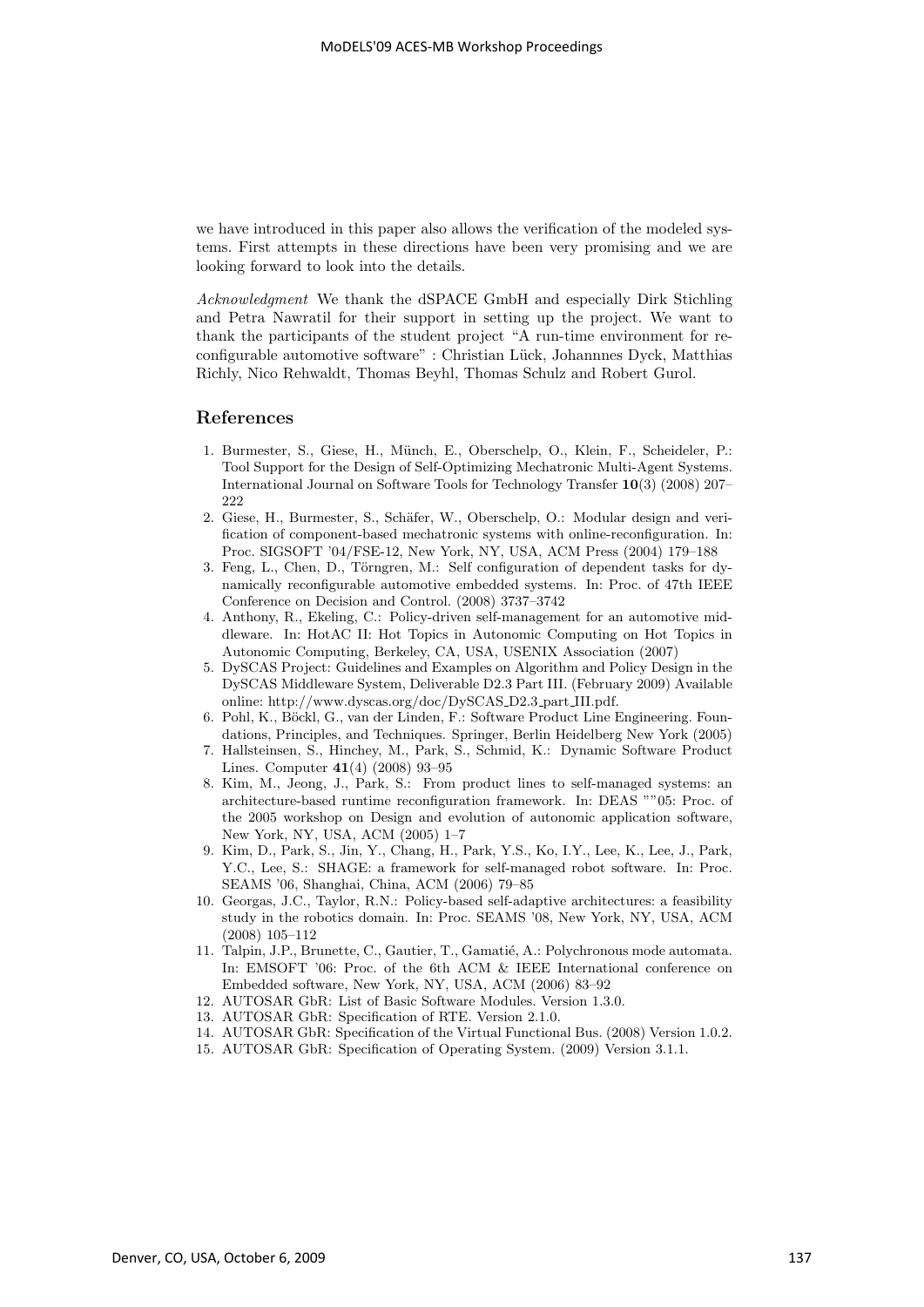we have introduced in this paper also allows the verification of the modeled systems. First attempts in these directions have been very promising and we are looking forward to look into the details.

*Acknowledgment* We thank the dSPACE GmbH and especially Dirk Stichling and Petra Nawratil for their support in setting up the project. We want to thank the participants of the student project "A run-time environment for reconfigurable automotive software" : Christian Lück, Johannnes Dyck, Matthias Richly, Nico Rehwaldt, Thomas Beyhl, Thomas Schulz and Robert Gurol.

## References

1. Burmester, S., Giese, H., Münch, E., Oberschelp, O., Klein, F., Scheideler, P.: Tool Support for the Design of Self-Optimizing Mechatronic Multi-Agent Systems. International Journal on Software Tools for Technology Transfer **10**(3) (2008) 207–222
2. Giese, H., Burmester, S., Schäfer, W., Oberschelp, O.: Modular design and verification of component-based mechatronic systems with online-reconfiguration. In: Proc. SIGSOFT '04/FSE-12, New York, NY, USA, ACM Press (2004) 179–188
3. Feng, L., Chen, D., Törngren, M.: Self configuration of dependent tasks for dynamically reconfigurable automotive embedded systems. In: Proc. of 47th IEEE Conference on Decision and Control. (2008) 3737–3742
4. Anthony, R., Ekeling, C.: Policy-driven self-management for an automotive middleware. In: HotAC II: Hot Topics in Autonomic Computing on Hot Topics in Autonomic Computing, Berkeley, CA, USA, USENIX Association (2007)
5. DySCAS Project: Guidelines and Examples on Algorithm and Policy Design in the DySCAS Middleware System, Deliverable D2.3 Part III. (February 2009) Available online: http://www.dyscas.org/doc/DySCAS_D2.3_part_III.pdf.
6. Pohl, K., Böckl, G., van der Linden, F.: Software Product Line Engineering. Foundations, Principles, and Techniques. Springer, Berlin Heidelberg New York (2005)
7. Hallsteinsen, S., Hinchey, M., Park, S., Schmid, K.: Dynamic Software Product Lines. Computer **41**(4) (2008) 93–95
8. Kim, M., Jeong, J., Park, S.: From product lines to self-managed systems: an architecture-based runtime reconfiguration framework. In: DEAS ""05: Proc. of the 2005 workshop on Design and evolution of autonomic application software, New York, NY, USA, ACM (2005) 1–7
9. Kim, D., Park, S., Jin, Y., Chang, H., Park, Y.S., Ko, I.Y., Lee, K., Lee, J., Park, Y.C., Lee, S.: SHAGE: a framework for self-managed robot software. In: Proc. SEAMS '06, Shanghai, China, ACM (2006) 79–85
10. Georgas, J.C., Taylor, R.N.: Policy-based self-adaptive architectures: a feasibility study in the robotics domain. In: Proc. SEAMS '08, New York, NY, USA, ACM (2008) 105–112
11. Talpin, J.P., Brunette, C., Gautier, T., Gamatié, A.: Polychronous mode automata. In: EMSOFT '06: Proc. of the 6th ACM & IEEE International conference on Embedded software, New York, NY, USA, ACM (2006) 83–92
12. AUTOSAR GbR: List of Basic Software Modules. Version 1.3.0.
13. AUTOSAR GbR: Specification of RTE. Version 2.1.0.
14. AUTOSAR GbR: Specification of the Virtual Functional Bus. (2008) Version 1.0.2.
15. AUTOSAR GbR: Specification of Operating System. (2009) Version 3.1.1.